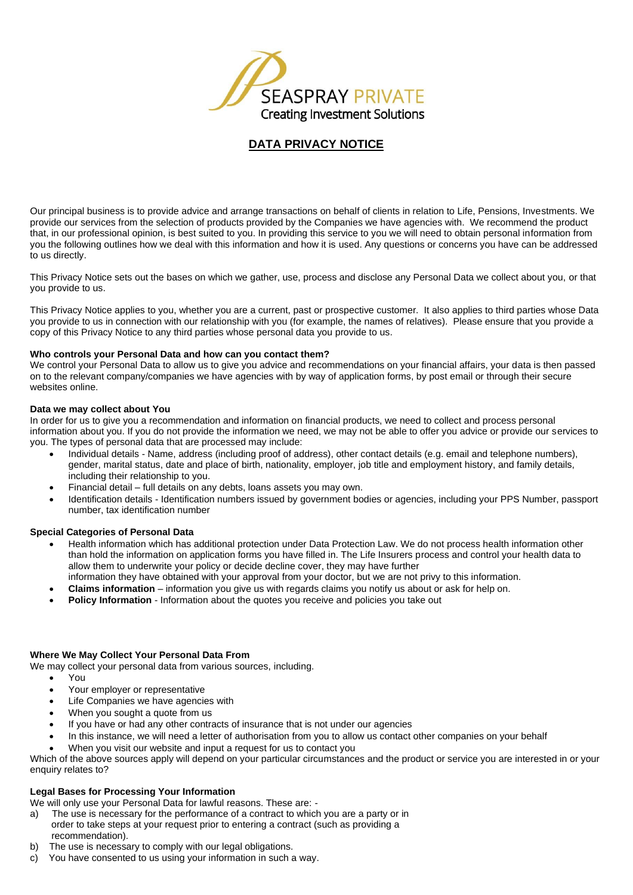SEASPRAY PRIVATE
Creating Investment Solutions

# DATA PRIVACY NOTICE

Our principal business is to provide advice and arrange transactions on behalf of clients in relation to Life, Pensions, Investments. We provide our services from the selection of products provided by the Companies we have agencies with. We recommend the product that, in our professional opinion, is best suited to you. In providing this service to you we will need to obtain personal information from you the following outlines how we deal with this information and how it is used. Any questions or concerns you have can be addressed to us directly.

This Privacy Notice sets out the bases on which we gather, use, process and disclose any Personal Data we collect about you, or that you provide to us.

This Privacy Notice applies to you, whether you are a current, past or prospective customer. It also applies to third parties whose Data you provide to us in connection with our relationship with you (for example, the names of relatives). Please ensure that you provide a copy of this Privacy Notice to any third parties whose personal data you provide to us.

**Who controls your Personal Data and how can you contact them?**

We control your Personal Data to allow us to give you advice and recommendations on your financial affairs, your data is then passed on to the relevant company/companies we have agencies with by way of application forms, by post email or through their secure websites online.

**Data we may collect about You**

In order for us to give you a recommendation and information on financial products, we need to collect and process personal information about you. If you do not provide the information we need, we may not be able to offer you advice or provide our services to you. The types of personal data that are processed may include:

- Individual details - Name, address (including proof of address), other contact details (e.g. email and telephone numbers), gender, marital status, date and place of birth, nationality, employer, job title and employment history, and family details, including their relationship to you.
- Financial detail – full details on any debts, loans assets you may own.
- Identification details - Identification numbers issued by government bodies or agencies, including your PPS Number, passport number, tax identification number

**Special Categories of Personal Data**

- Health information which has additional protection under Data Protection Law. We do not process health information other than hold the information on application forms you have filled in. The Life Insurers process and control your health data to allow them to underwrite your policy or decide decline cover, they may have further information they have obtained with your approval from your doctor, but we are not privy to this information.
- **Claims information** – information you give us with regards claims you notify us about or ask for help on.
- **Policy Information** - Information about the quotes you receive and policies you take out

**Where We May Collect Your Personal Data From**

We may collect your personal data from various sources, including.

- You
- Your employer or representative
- Life Companies we have agencies with
- When you sought a quote from us
- If you have or had any other contracts of insurance that is not under our agencies
- In this instance, we will need a letter of authorisation from you to allow us contact other companies on your behalf
- When you visit our website and input a request for us to contact you

Which of the above sources apply will depend on your particular circumstances and the product or service you are interested in or your enquiry relates to?

**Legal Bases for Processing Your Information**

We will only use your Personal Data for lawful reasons. These are: -

a) The use is necessary for the performance of a contract to which you are a party or in order to take steps at your request prior to entering a contract (such as providing a recommendation).
b) The use is necessary to comply with our legal obligations.
c) You have consented to us using your information in such a way.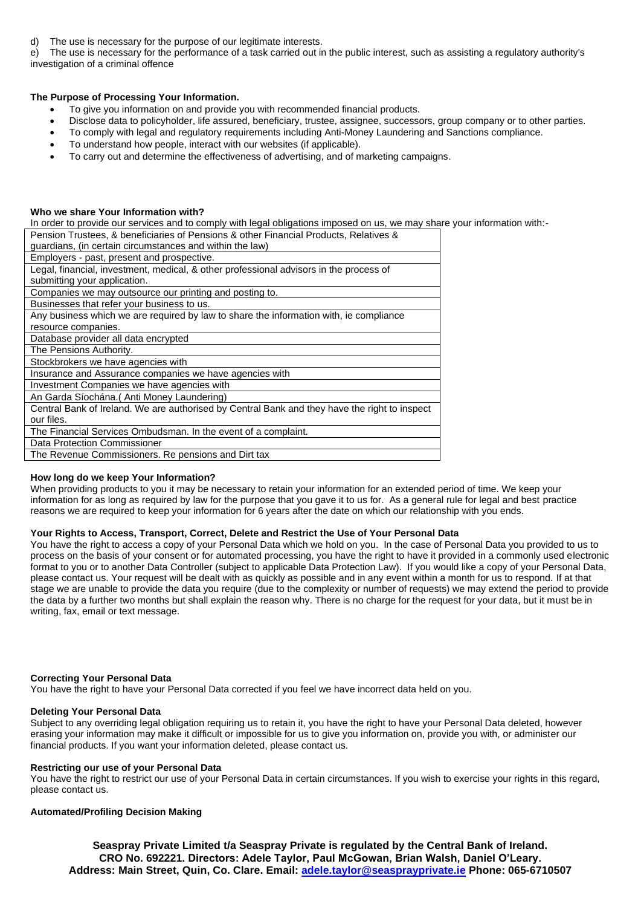d) The use is necessary for the purpose of our legitimate interests.

e) The use is necessary for the performance of a task carried out in the public interest, such as assisting a regulatory authority's investigation of a criminal offence

**The Purpose of Processing Your Information.**

- To give you information on and provide you with recommended financial products.
- Disclose data to policyholder, life assured, beneficiary, trustee, assignee, successors, group company or to other parties.
- To comply with legal and regulatory requirements including Anti-Money Laundering and Sanctions compliance.
- To understand how people, interact with our websites (if applicable).
- To carry out and determine the effectiveness of advertising, and of marketing campaigns.

**Who we share Your Information with?**

In order to provide our services and to comply with legal obligations imposed on us, we may share your information with:-

| Pension Trustees, & beneficiaries of Pensions & other Financial Products, Relatives & guardians, (in certain circumstances and within the law) |
|---|
| Employers - past, present and prospective. |
| Legal, financial, investment, medical, & other professional advisors in the process of submitting your application. |
| Companies we may outsource our printing and posting to. |
| Businesses that refer your business to us. |
| Any business which we are required by law to share the information with, ie compliance resource companies. |
| Database provider all data encrypted |
| The Pensions Authority. |
| Stockbrokers we have agencies with |
| Insurance and Assurance companies we have agencies with |
| Investment Companies we have agencies with |
| An Garda Síochána.( Anti Money Laundering) |
| Central Bank of Ireland. We are authorised by Central Bank and they have the right to inspect our files. |
| The Financial Services Ombudsman. In the event of a complaint. |
| Data Protection Commissioner |
| The Revenue Commissioners. Re pensions and Dirt tax |

**How long do we keep Your Information?**

When providing products to you it may be necessary to retain your information for an extended period of time. We keep your information for as long as required by law for the purpose that you gave it to us for. As a general rule for legal and best practice reasons we are required to keep your information for 6 years after the date on which our relationship with you ends.

**Your Rights to Access, Transport, Correct, Delete and Restrict the Use of Your Personal Data**

You have the right to access a copy of your Personal Data which we hold on you. In the case of Personal Data you provided to us to process on the basis of your consent or for automated processing, you have the right to have it provided in a commonly used electronic format to you or to another Data Controller (subject to applicable Data Protection Law). If you would like a copy of your Personal Data, please contact us. Your request will be dealt with as quickly as possible and in any event within a month for us to respond. If at that stage we are unable to provide the data you require (due to the complexity or number of requests) we may extend the period to provide the data by a further two months but shall explain the reason why. There is no charge for the request for your data, but it must be in writing, fax, email or text message.

**Correcting Your Personal Data**

You have the right to have your Personal Data corrected if you feel we have incorrect data held on you.

**Deleting Your Personal Data**

Subject to any overriding legal obligation requiring us to retain it, you have the right to have your Personal Data deleted, however erasing your information may make it difficult or impossible for us to give you information on, provide you with, or administer our financial products. If you want your information deleted, please contact us.

**Restricting our use of your Personal Data**

You have the right to restrict our use of your Personal Data in certain circumstances. If you wish to exercise your rights in this regard, please contact us.

**Automated/Profiling Decision Making**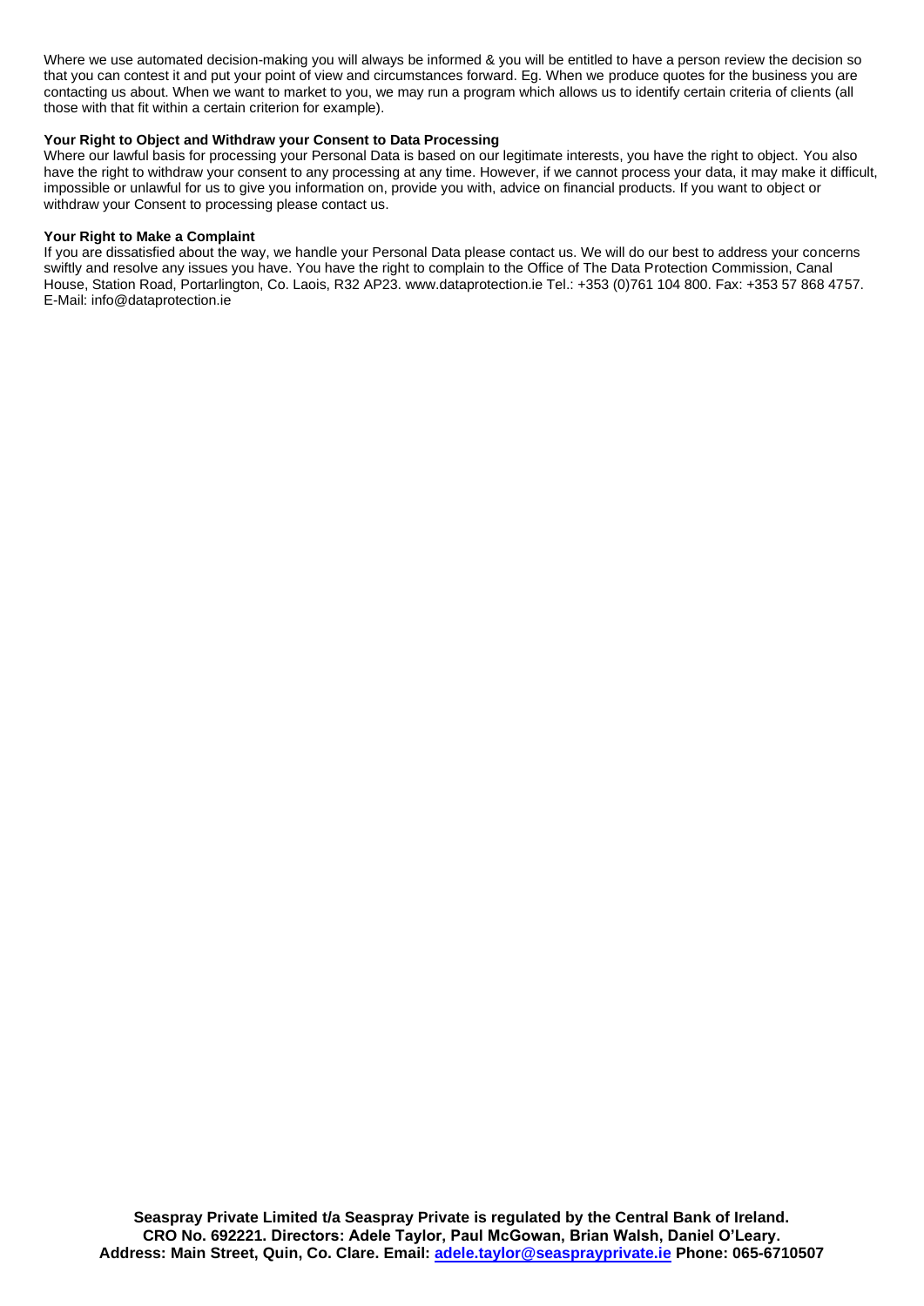Where we use automated decision-making you will always be informed & you will be entitled to have a person review the decision so that you can contest it and put your point of view and circumstances forward. Eg. When we produce quotes for the business you are contacting us about. When we want to market to you, we may run a program which allows us to identify certain criteria of clients (all those with that fit within a certain criterion for example).

**Your Right to Object and Withdraw your Consent to Data Processing**

Where our lawful basis for processing your Personal Data is based on our legitimate interests, you have the right to object. You also have the right to withdraw your consent to any processing at any time. However, if we cannot process your data, it may make it difficult, impossible or unlawful for us to give you information on, provide you with, advice on financial products. If you want to object or withdraw your Consent to processing please contact us.

**Your Right to Make a Complaint**

If you are dissatisfied about the way, we handle your Personal Data please contact us. We will do our best to address your concerns swiftly and resolve any issues you have. You have the right to complain to the Office of The Data Protection Commission, Canal House, Station Road, Portarlington, Co. Laois, R32 AP23. www.dataprotection.ie Tel.: +353 (0)761 104 800. Fax: +353 57 868 4757. E-Mail: info@dataprotection.ie

**Seaspray Private Limited t/a Seaspray Private is regulated by the Central Bank of Ireland. CRO No. 692221. Directors: Adele Taylor, Paul McGowan, Brian Walsh, Daniel O'Leary. Address: Main Street, Quin, Co. Clare. Email: adele.taylor@seasprayprivate.ie Phone: 065-6710507**